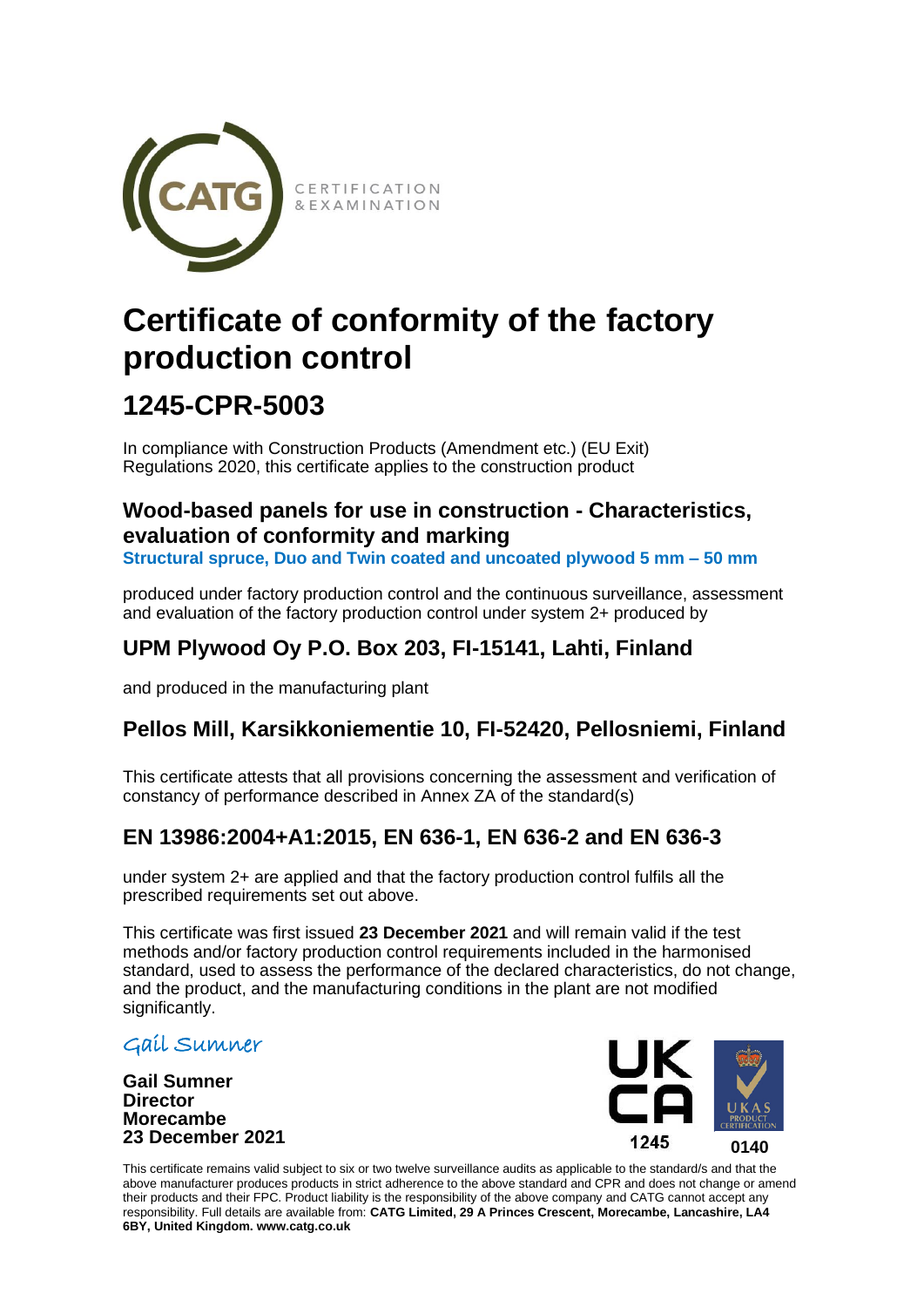CATG CERTIFICATION & EXAMINATION

# Certificate of conformity of the factory production control

## 1245-CPR-5003

In compliance with Construction Products (Amendment etc.) (EU Exit) Regulations 2020, this certificate applies to the construction product

### Wood-based panels for use in construction - Characteristics, evaluation of conformity and marking

**Structural spruce, Duo and Twin coated and uncoated plywood 5 mm – 50 mm**

produced under factory production control and the continuous surveillance, assessment and evaluation of the factory production control under system 2+ produced by

### UPM Plywood Oy P.O. Box 203, FI-15141, Lahti, Finland

and produced in the manufacturing plant

### Pellos Mill, Karsikkoniementie 10, FI-52420, Pellosniemi, Finland

This certificate attests that all provisions concerning the assessment and verification of constancy of performance described in Annex ZA of the standard(s)

### EN 13986:2004+A1:2015, EN 636-1, EN 636-2 and EN 636-3

under system 2+ are applied and that the factory production control fulfils all the prescribed requirements set out above.

This certificate was first issued **23 December 2021** and will remain valid if the test methods and/or factory production control requirements included in the harmonised standard, used to assess the performance of the declared characteristics, do not change, and the product, and the manufacturing conditions in the plant are not modified significantly.

*Gail Sumner*

**Gail Sumner**
**Director**
**Morecambe**
**23 December 2021**

UKCA 1245

UKAS PRODUCT CERTIFICATION 0140

This certificate remains valid subject to six or two twelve surveillance audits as applicable to the standard/s and that the above manufacturer produces products in strict adherence to the above standard and CPR and does not change or amend their products and their FPC. Product liability is the responsibility of the above company and CATG cannot accept any responsibility. Full details are available from: **CATG Limited, 29 A Princes Crescent, Morecambe, Lancashire, LA4 6BY, United Kingdom. www.catg.co.uk**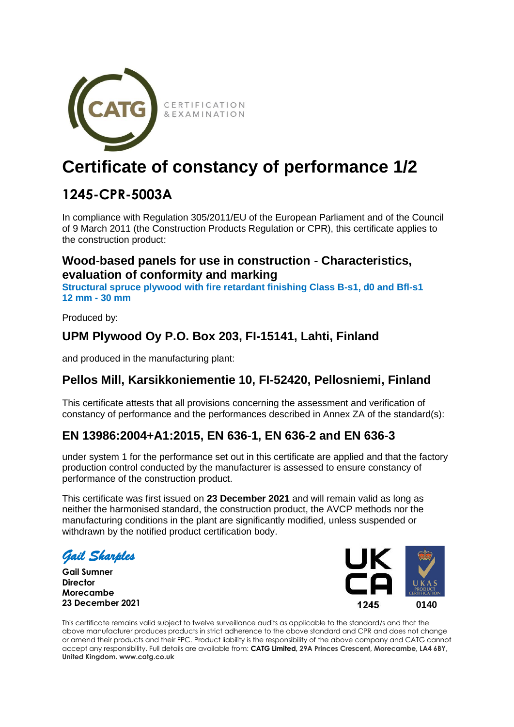CERTIFICATION
& EXAMINATION

# Certificate of constancy of performance 1/2

## 1245-CPR-5003A

In compliance with Regulation 305/2011/EU of the European Parliament and of the Council of 9 March 2011 (the Construction Products Regulation or CPR), this certificate applies to the construction product:

### Wood-based panels for use in construction - Characteristics, evaluation of conformity and marking

**Structural spruce plywood with fire retardant finishing Class B-s1, d0 and Bfl-s1**
**12 mm - 30 mm**

Produced by:

### UPM Plywood Oy P.O. Box 203, FI-15141, Lahti, Finland

and produced in the manufacturing plant:

### Pellos Mill, Karsikkoniementie 10, FI-52420, Pellosniemi, Finland

This certificate attests that all provisions concerning the assessment and verification of constancy of performance and the performances described in Annex ZA of the standard(s):

### EN 13986:2004+A1:2015, EN 636-1, EN 636-2 and EN 636-3

under system 1 for the performance set out in this certificate are applied and that the factory production control conducted by the manufacturer is assessed to ensure constancy of performance of the construction product.

This certificate was first issued on **23 December 2021** and will remain valid as long as neither the harmonised standard, the construction product, the AVCP methods nor the manufacturing conditions in the plant are significantly modified, unless suspended or withdrawn by the notified product certification body.

*Gail Sharples*

**Gail Sumner**
**Director**
**Morecambe**
**23 December 2021**

UK CA
1245

UKAS PRODUCT CERTIFICATION
0140

This certificate remains valid subject to twelve surveillance audits as applicable to the standard/s and that the above manufacturer produces products in strict adherence to the above standard and CPR and does not change or amend their products and their FPC. Product liability is the responsibility of the above company and CATG cannot accept any responsibility. Full details are available from: **CATG Limited, 29A Princes Crescent, Morecambe, LA4 6BY, United Kingdom. www.catg.co.uk**